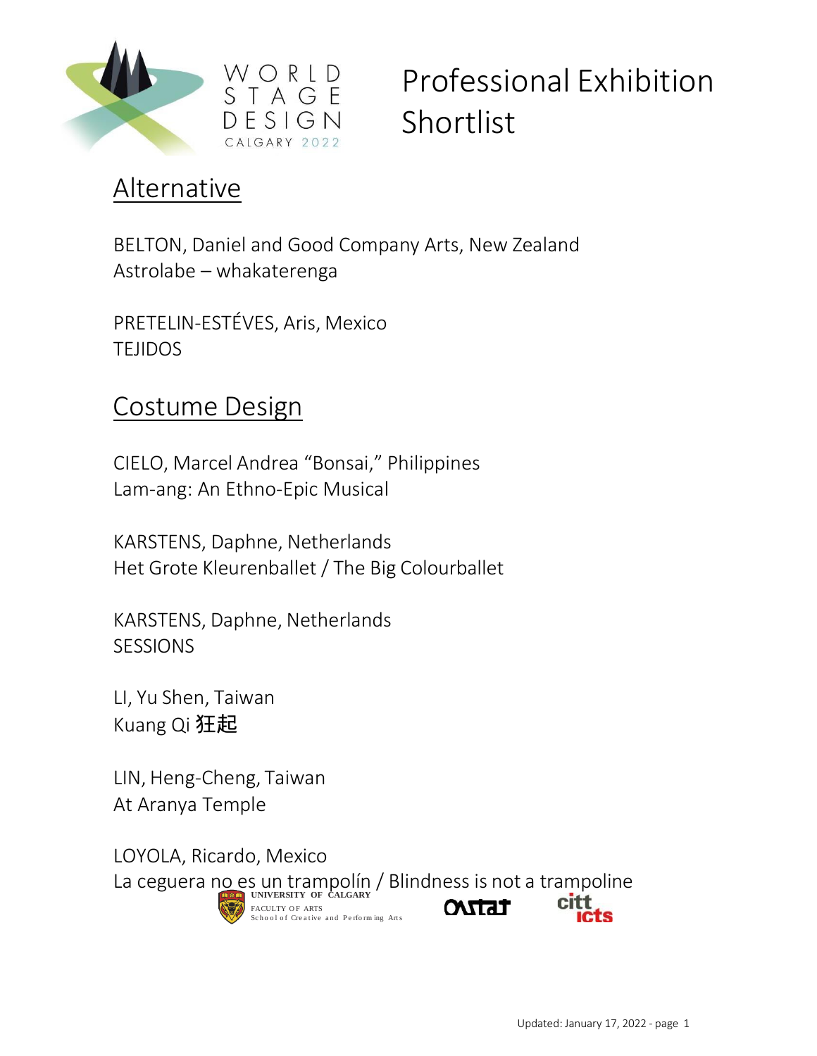# Professional Exhibition Shortlist

## Alternative

BELTON, Daniel and Good Company Arts, New Zealand
Astrolabe – whakaterenga

PRETELIN-ESTÉVES, Aris, Mexico
TEJIDOS

## Costume Design

CIELO, Marcel Andrea "Bonsai," Philippines
Lam-ang: An Ethno-Epic Musical

KARSTENS, Daphne, Netherlands
Het Grote Kleurenballet / The Big Colourballet

KARSTENS, Daphne, Netherlands
SESSIONS

LI, Yu Shen, Taiwan
Kuang Qi 狂起

LIN, Heng-Cheng, Taiwan
At Aranya Temple

LOYOLA, Ricardo, Mexico
La ceguera no es un trampolín / Blindness is not a trampoline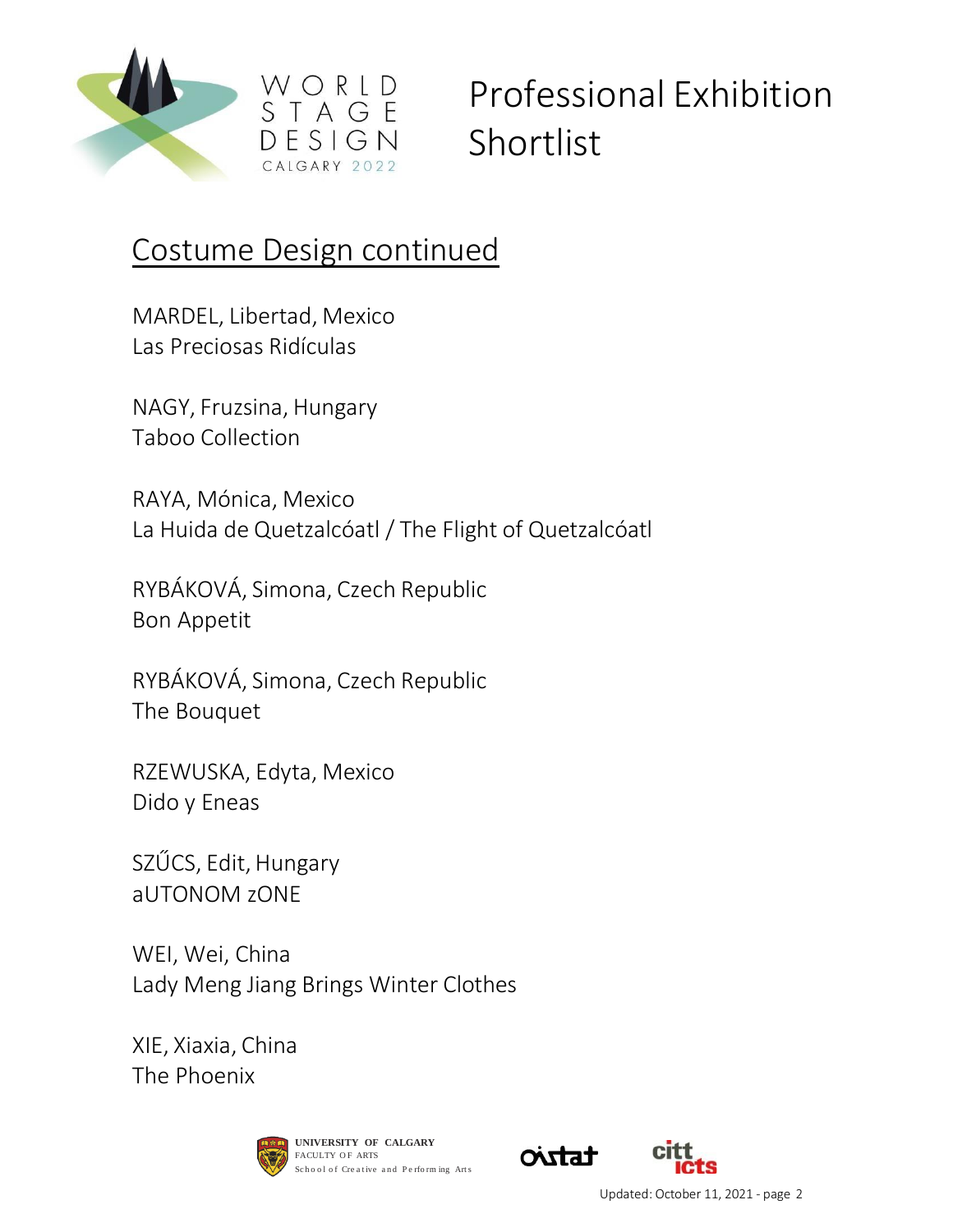# Professional Exhibition Shortlist

## Costume Design continued

MARDEL, Libertad, Mexico
Las Preciosas Ridículas

NAGY, Fruzsina, Hungary
Taboo Collection

RAYA, Mónica, Mexico
La Huida de Quetzalcóatl / The Flight of Quetzalcóatl

RYBÁKOVÁ, Simona, Czech Republic
Bon Appetit

RYBÁKOVÁ, Simona, Czech Republic
The Bouquet

RZEWUSKA, Edyta, Mexico
Dido y Eneas

SZŰCS, Edit, Hungary
aUTONOM zONE

WEI, Wei, China
Lady Meng Jiang Brings Winter Clothes

XIE, Xiaxia, China
The Phoenix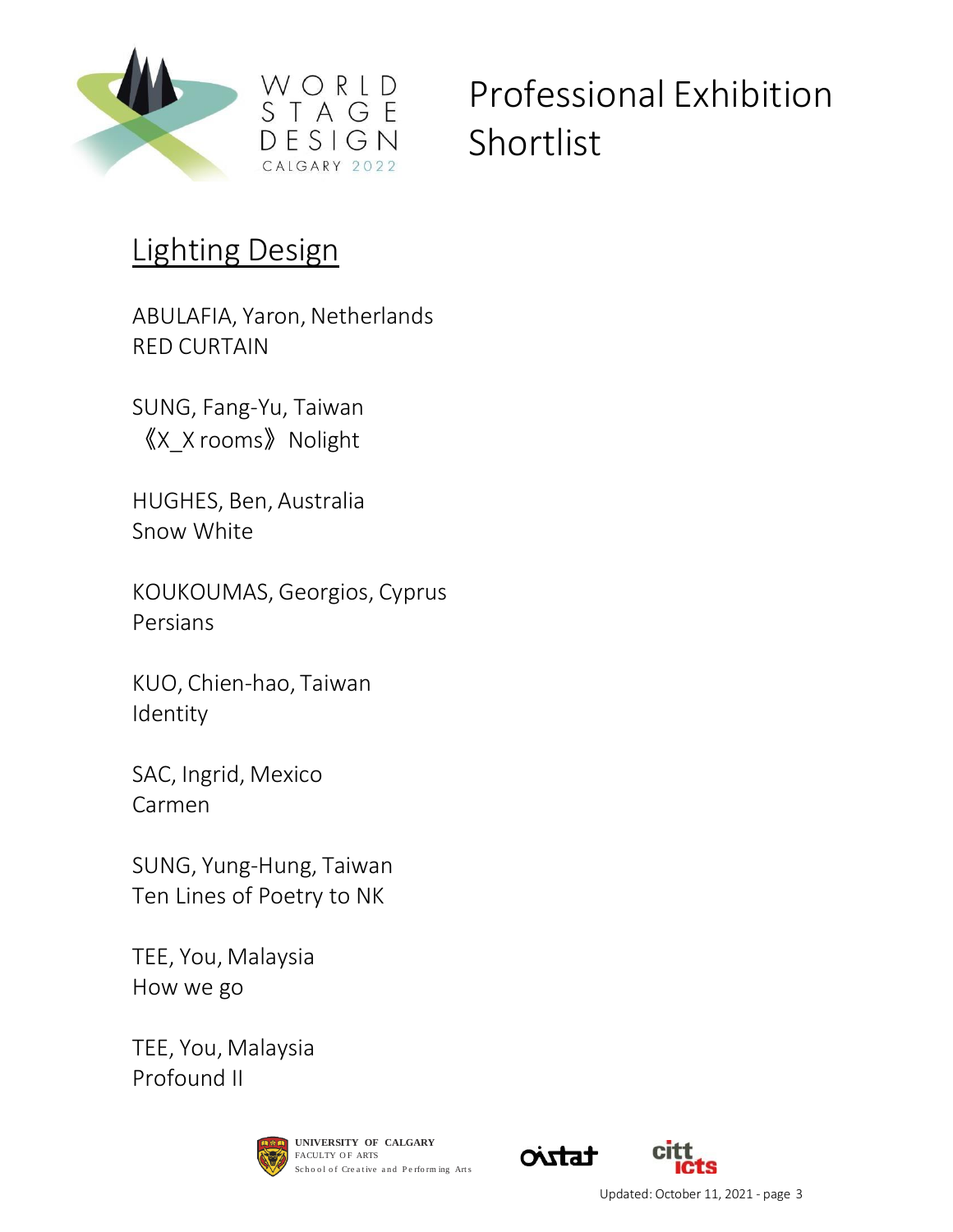# Professional Exhibition Shortlist

## Lighting Design

ABULAFIA, Yaron, Netherlands
RED CURTAIN

SUNG, Fang-Yu, Taiwan
《X_X rooms》Nolight

HUGHES, Ben, Australia
Snow White

KOUKOUMAS, Georgios, Cyprus
Persians

KUO, Chien-hao, Taiwan
Identity

SAC, Ingrid, Mexico
Carmen

SUNG, Yung-Hung, Taiwan
Ten Lines of Poetry to NK

TEE, You, Malaysia
How we go

TEE, You, Malaysia
Profound II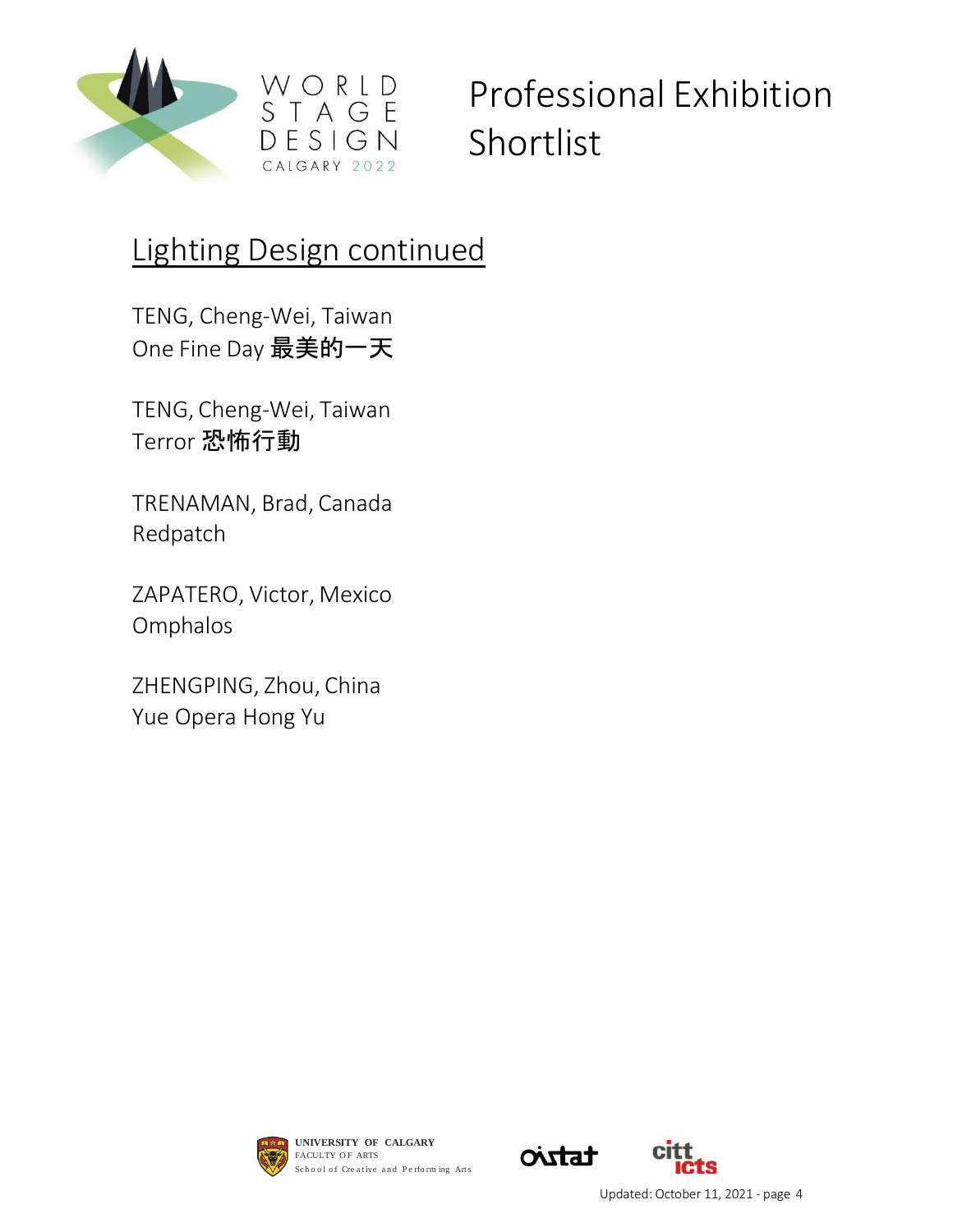# Professional Exhibition Shortlist

## Lighting Design continued

TENG, Cheng-Wei, Taiwan
One Fine Day **最美的一天**

TENG, Cheng-Wei, Taiwan
Terror **恐怖行動**

TRENAMAN, Brad, Canada
Redpatch

ZAPATERO, Victor, Mexico
Omphalos

ZHENGPING, Zhou, China
Yue Opera Hong Yu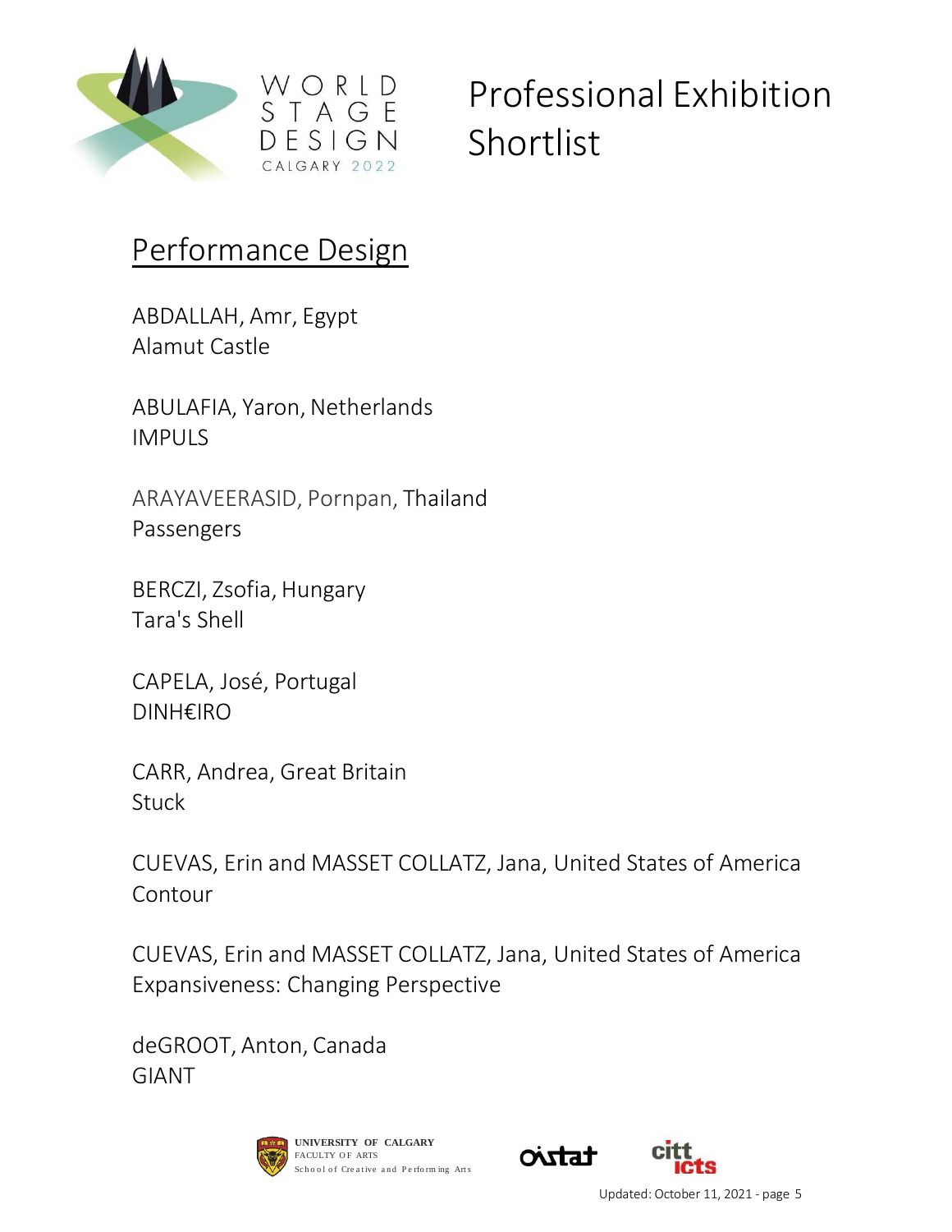# Professional Exhibition Shortlist

## Performance Design

ABDALLAH, Amr, Egypt
Alamut Castle

ABULAFIA, Yaron, Netherlands
IMPULS

ARAYAVEERASID, Pornpan, Thailand
Passengers

BERCZI, Zsofia, Hungary
Tara's Shell

CAPELA, José, Portugal
DINH€IRO

CARR, Andrea, Great Britain
Stuck

CUEVAS, Erin and MASSET COLLATZ, Jana, United States of America
Contour

CUEVAS, Erin and MASSET COLLATZ, Jana, United States of America
Expansiveness: Changing Perspective

deGROOT, Anton, Canada
GIANT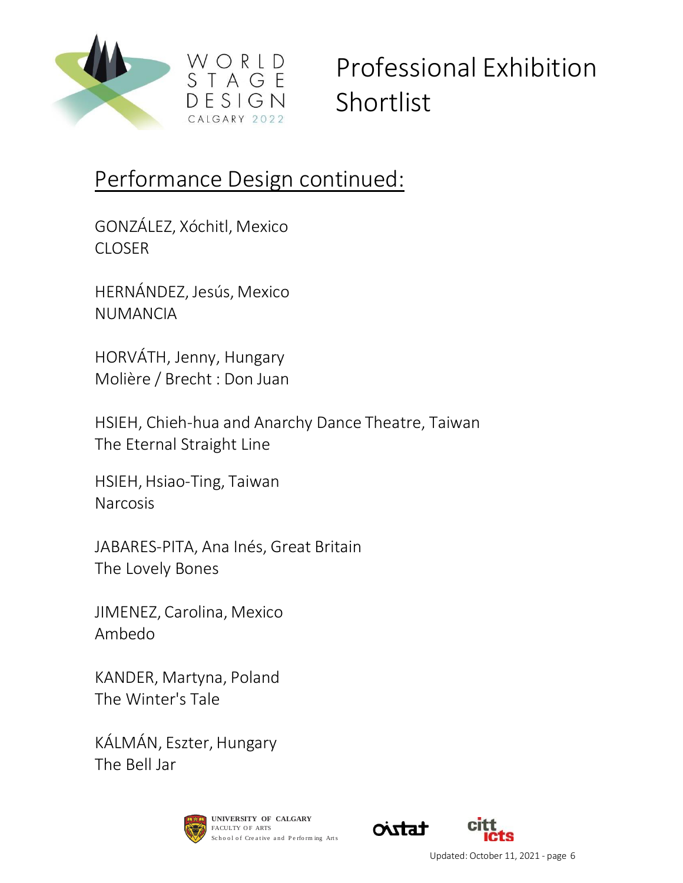# Professional Exhibition Shortlist

## Performance Design continued:

GONZÁLEZ, Xóchitl, Mexico
CLOSER

HERNÁNDEZ, Jesús, Mexico
NUMANCIA

HORVÁTH, Jenny, Hungary
Molière / Brecht : Don Juan

HSIEH, Chieh-hua and Anarchy Dance Theatre, Taiwan
The Eternal Straight Line

HSIEH, Hsiao-Ting, Taiwan
Narcosis

JABARES-PITA, Ana Inés, Great Britain
The Lovely Bones

JIMENEZ, Carolina, Mexico
Ambedo

KANDER, Martyna, Poland
The Winter's Tale

KÁLMÁN, Eszter, Hungary
The Bell Jar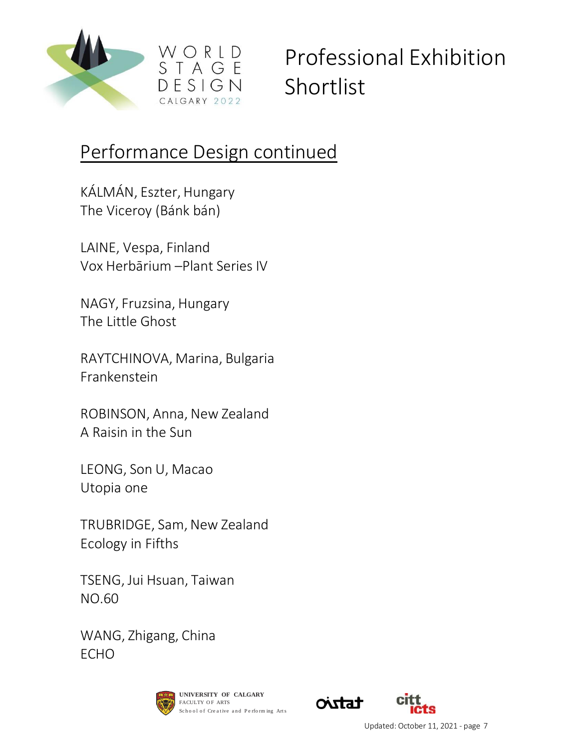# Professional Exhibition Shortlist

## Performance Design continued

KÁLMÁN, Eszter, Hungary
The Viceroy (Bánk bán)

LAINE, Vespa, Finland
Vox Herbārium –Plant Series IV

NAGY, Fruzsina, Hungary
The Little Ghost

RAYTCHINOVA, Marina, Bulgaria
Frankenstein

ROBINSON, Anna, New Zealand
A Raisin in the Sun

LEONG, Son U, Macao
Utopia one

TRUBRIDGE, Sam, New Zealand
Ecology in Fifths

TSENG, Jui Hsuan, Taiwan
NO.60

WANG, Zhigang, China
ECHO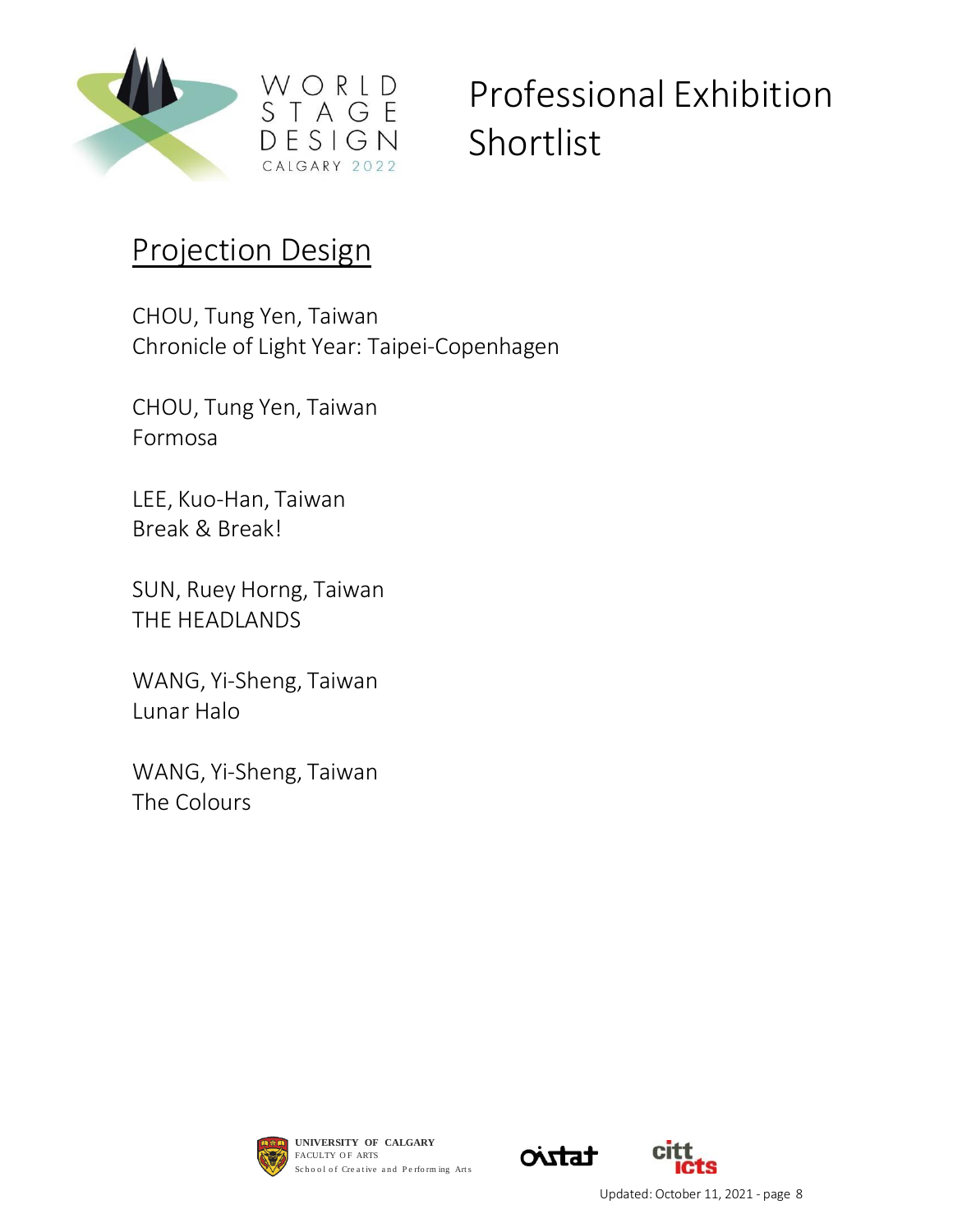# Professional Exhibition Shortlist

## Projection Design

CHOU, Tung Yen, Taiwan
Chronicle of Light Year: Taipei-Copenhagen

CHOU, Tung Yen, Taiwan
Formosa

LEE, Kuo-Han, Taiwan
Break & Break!

SUN, Ruey Horng, Taiwan
THE HEADLANDS

WANG, Yi-Sheng, Taiwan
Lunar Halo

WANG, Yi-Sheng, Taiwan
The Colours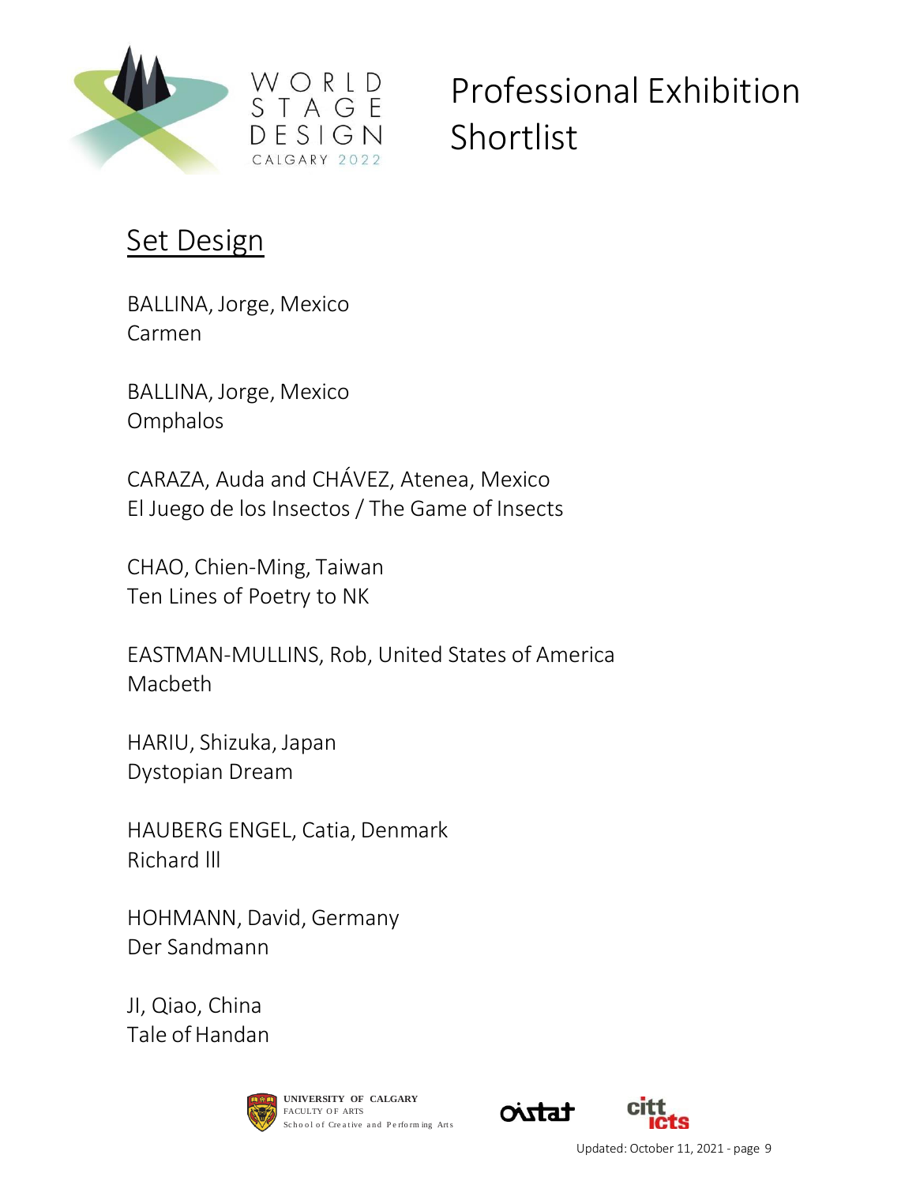# Professional Exhibition Shortlist

## Set Design

BALLINA, Jorge, Mexico
Carmen

BALLINA, Jorge, Mexico
Omphalos

CARAZA, Auda and CHÁVEZ, Atenea, Mexico
El Juego de los Insectos / The Game of Insects

CHAO, Chien-Ming, Taiwan
Ten Lines of Poetry to NK

EASTMAN-MULLINS, Rob, United States of America
Macbeth

HARIU, Shizuka, Japan
Dystopian Dream

HAUBERG ENGEL, Catia, Denmark
Richard lll

HOHMANN, David, Germany
Der Sandmann

JI, Qiao, China
Tale of Handan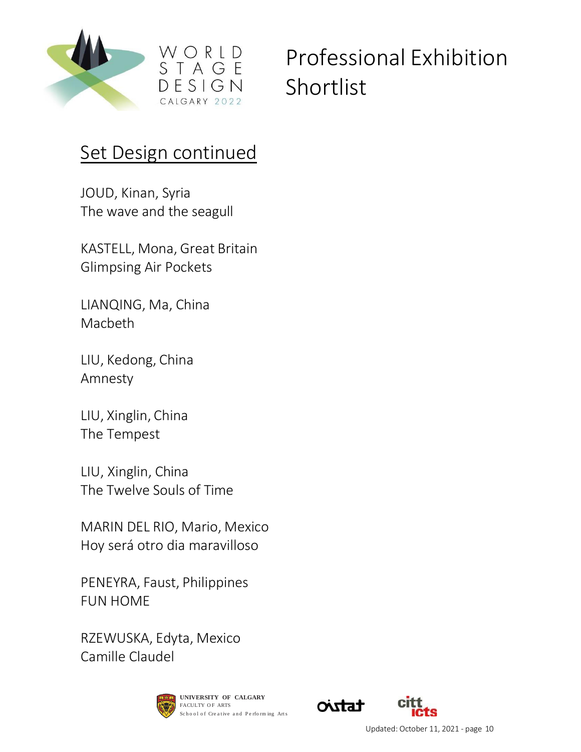# Professional Exhibition Shortlist

## Set Design continued

JOUD, Kinan, Syria
The wave and the seagull

KASTELL, Mona, Great Britain
Glimpsing Air Pockets

LIANQING, Ma, China
Macbeth

LIU, Kedong, China
Amnesty

LIU, Xinglin, China
The Tempest

LIU, Xinglin, China
The Twelve Souls of Time

MARIN DEL RIO, Mario, Mexico
Hoy será otro dia maravilloso

PENEYRA, Faust, Philippines
FUN HOME

RZEWUSKA, Edyta, Mexico
Camille Claudel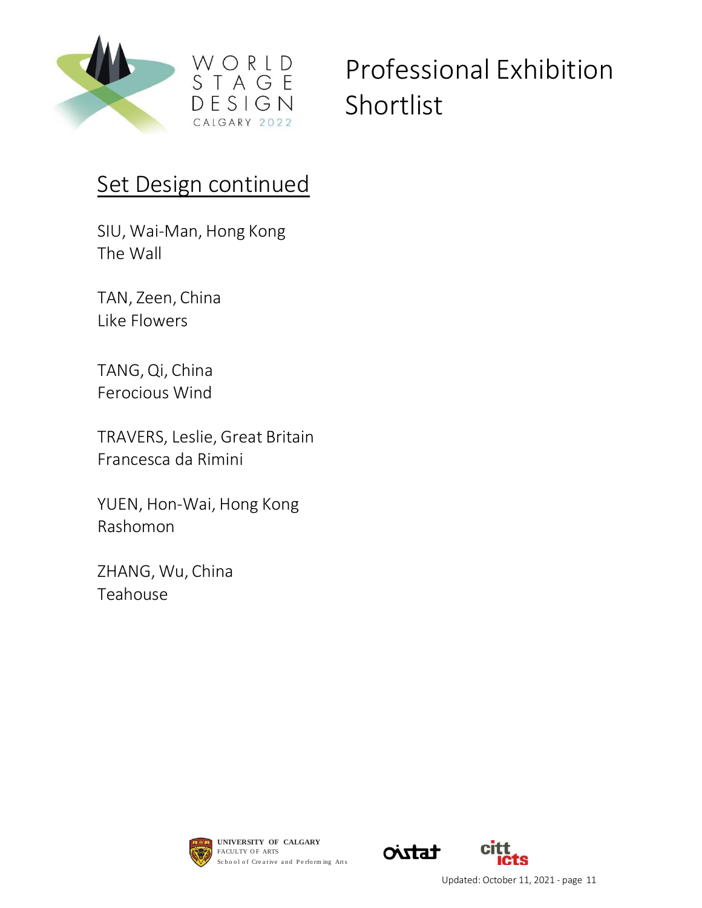# Professional Exhibition Shortlist

## Set Design continued

SIU, Wai-Man, Hong Kong
The Wall

TAN, Zeen, China
Like Flowers

TANG, Qi, China
Ferocious Wind

TRAVERS, Leslie, Great Britain
Francesca da Rimini

YUEN, Hon-Wai, Hong Kong
Rashomon

ZHANG, Wu, China
Teahouse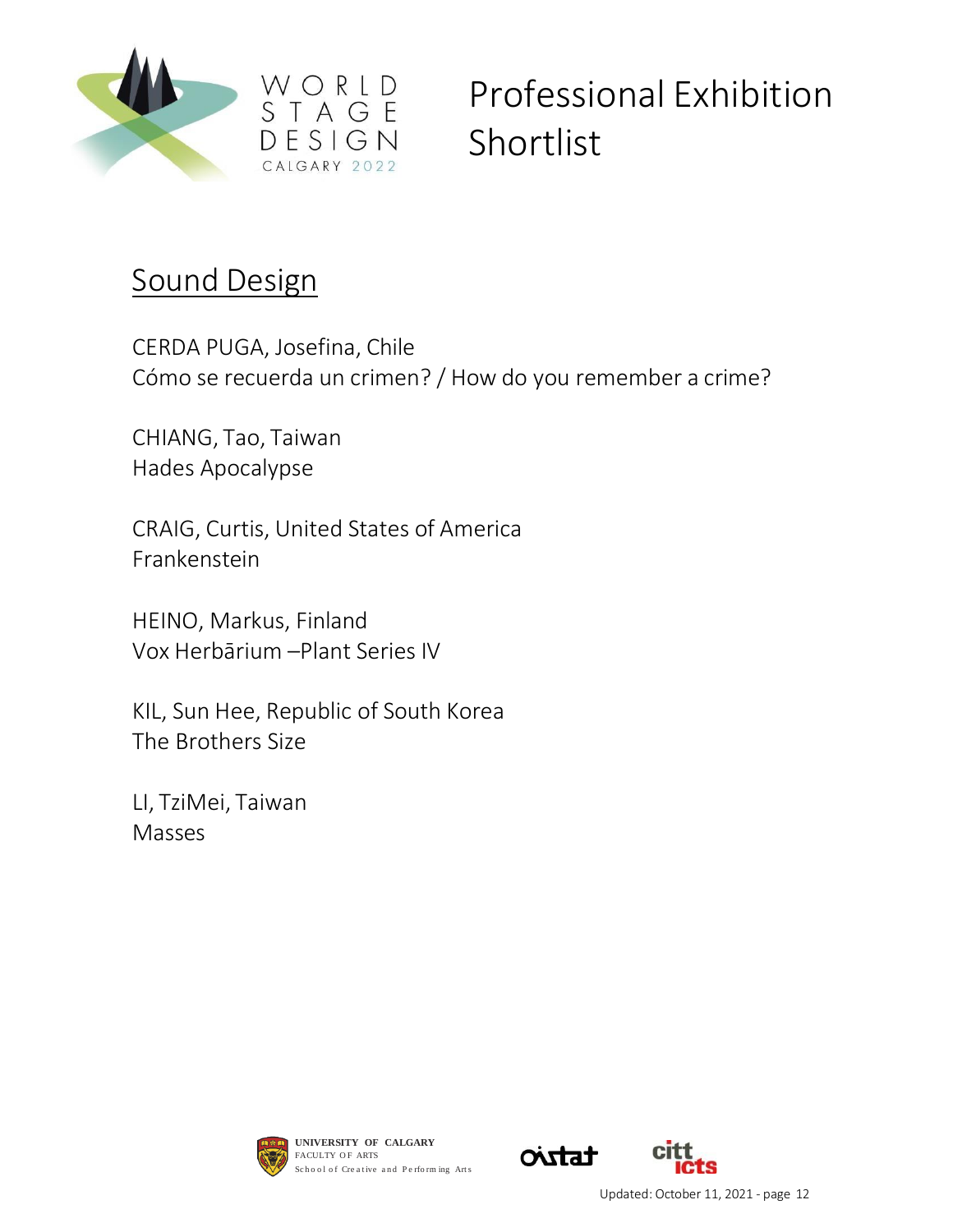# Professional Exhibition Shortlist

## Sound Design

CERDA PUGA, Josefina, Chile
Cómo se recuerda un crimen? / How do you remember a crime?

CHIANG, Tao, Taiwan
Hades Apocalypse

CRAIG, Curtis, United States of America
Frankenstein

HEINO, Markus, Finland
Vox Herbārium –Plant Series IV

KIL, Sun Hee, Republic of South Korea
The Brothers Size

LI, TziMei, Taiwan
Masses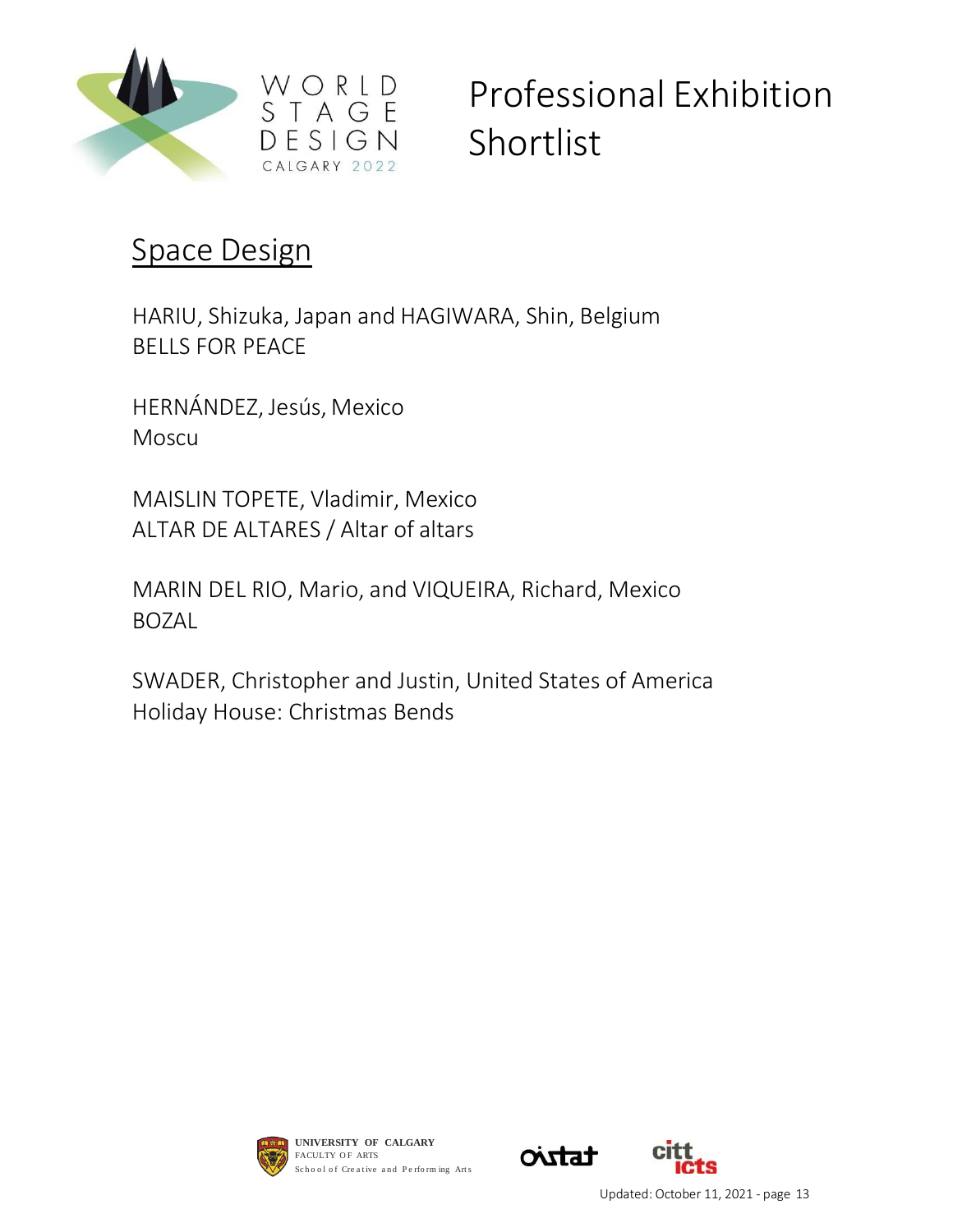# Professional Exhibition Shortlist

## Space Design

HARIU, Shizuka, Japan and HAGIWARA, Shin, Belgium
BELLS FOR PEACE

HERNÁNDEZ, Jesús, Mexico
Moscu

MAISLIN TOPETE, Vladimir, Mexico
ALTAR DE ALTARES / Altar of altars

MARIN DEL RIO, Mario, and VIQUEIRA, Richard, Mexico
BOZAL

SWADER, Christopher and Justin, United States of America
Holiday House: Christmas Bends

Updated: October 11, 2021